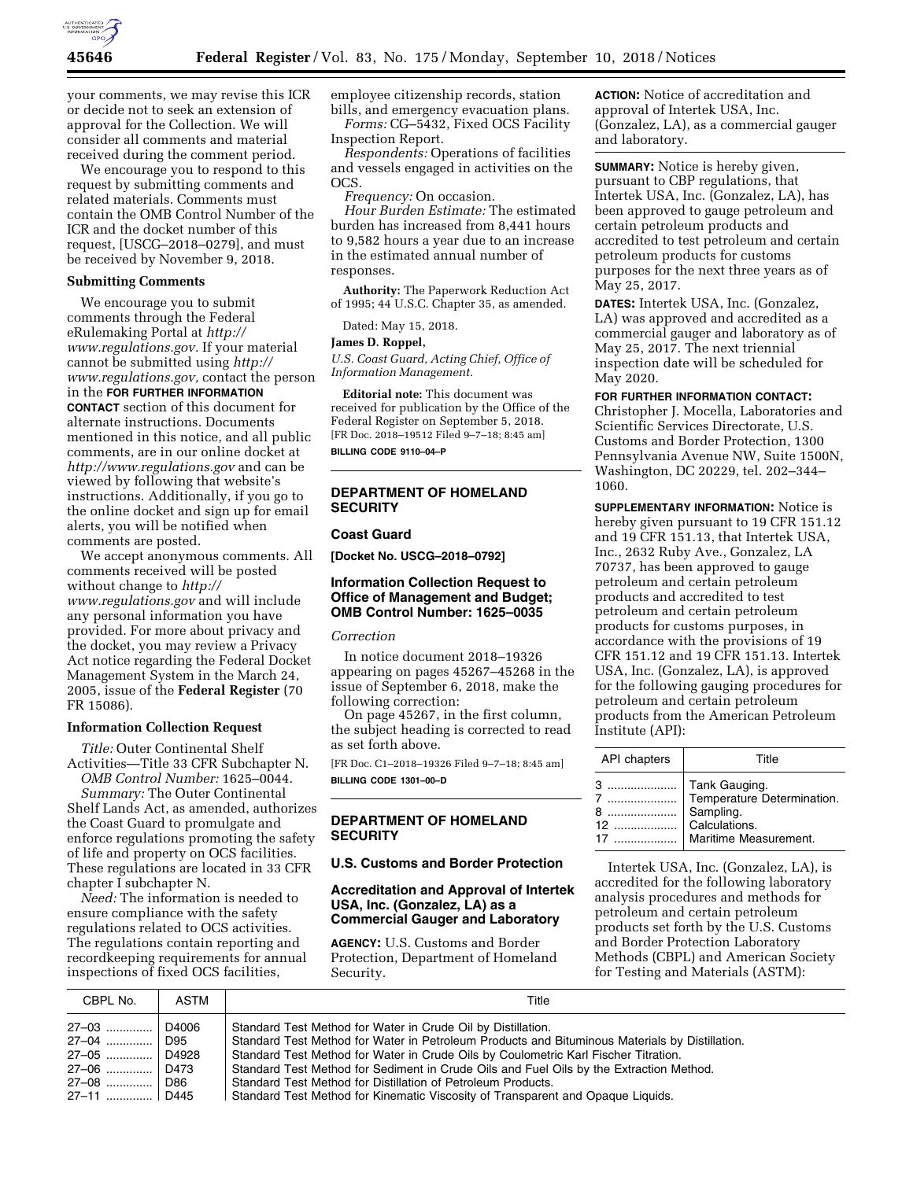your comments, we may revise this ICR or decide not to seek an extension of approval for the Collection. We will consider all comments and material received during the comment period.

We encourage you to respond to this request by submitting comments and related materials. Comments must contain the OMB Control Number of the ICR and the docket number of this request, [USCG–2018–0279], and must be received by November 9, 2018.

### Submitting Comments

We encourage you to submit comments through the Federal eRulemaking Portal at *http://www.regulations.gov*. If your material cannot be submitted using *http://www.regulations.gov*, contact the person in the **FOR FURTHER INFORMATION CONTACT** section of this document for alternate instructions. Documents mentioned in this notice, and all public comments, are in our online docket at *http://www.regulations.gov* and can be viewed by following that website's instructions. Additionally, if you go to the online docket and sign up for email alerts, you will be notified when comments are posted.

We accept anonymous comments. All comments received will be posted without change to *http://www.regulations.gov* and will include any personal information you have provided. For more about privacy and the docket, you may review a Privacy Act notice regarding the Federal Docket Management System in the March 24, 2005, issue of the **Federal Register** (70 FR 15086).

### Information Collection Request

*Title:* Outer Continental Shelf Activities—Title 33 CFR Subchapter N.

*OMB Control Number:* 1625–0044.

*Summary:* The Outer Continental Shelf Lands Act, as amended, authorizes the Coast Guard to promulgate and enforce regulations promoting the safety of life and property on OCS facilities. These regulations are located in 33 CFR chapter I subchapter N.

*Need:* The information is needed to ensure compliance with the safety regulations related to OCS activities. The regulations contain reporting and recordkeeping requirements for annual inspections of fixed OCS facilities, employee citizenship records, station bills, and emergency evacuation plans.

*Forms:* CG–5432, Fixed OCS Facility Inspection Report.

*Respondents:* Operations of facilities and vessels engaged in activities on the OCS.

*Frequency:* On occasion.

*Hour Burden Estimate:* The estimated burden has increased from 8,441 hours to 9,582 hours a year due to an increase in the estimated annual number of responses.

**Authority:** The Paperwork Reduction Act of 1995; 44 U.S.C. Chapter 35, as amended.

Dated: May 15, 2018.

**James D. Roppel,**

*U.S. Coast Guard, Acting Chief, Office of Information Management.*

**Editorial note:** This document was received for publication by the Office of the Federal Register on September 5, 2018.

[FR Doc. 2018–19512 Filed 9–7–18; 8:45 am]

**BILLING CODE 9110–04–P**

## DEPARTMENT OF HOMELAND SECURITY

### Coast Guard

**[Docket No. USCG–2018–0792]**

### Information Collection Request to Office of Management and Budget; OMB Control Number: 1625–0035

*Correction*

In notice document 2018–19326 appearing on pages 45267–45268 in the issue of September 6, 2018, make the following correction:

On page 45267, in the first column, the subject heading is corrected to read as set forth above.

[FR Doc. C1–2018–19326 Filed 9–7–18; 8:45 am]

**BILLING CODE 1301–00–D**

## DEPARTMENT OF HOMELAND SECURITY

### U.S. Customs and Border Protection

### Accreditation and Approval of Intertek USA, Inc. (Gonzalez, LA) as a Commercial Gauger and Laboratory

**AGENCY:** U.S. Customs and Border Protection, Department of Homeland Security.

**ACTION:** Notice of accreditation and approval of Intertek USA, Inc. (Gonzalez, LA), as a commercial gauger and laboratory.

**SUMMARY:** Notice is hereby given, pursuant to CBP regulations, that Intertek USA, Inc. (Gonzalez, LA), has been approved to gauge petroleum and certain petroleum products and accredited to test petroleum and certain petroleum products for customs purposes for the next three years as of May 25, 2017.

**DATES:** Intertek USA, Inc. (Gonzalez, LA) was approved and accredited as a commercial gauger and laboratory as of May 25, 2017. The next triennial inspection date will be scheduled for May 2020.

**FOR FURTHER INFORMATION CONTACT:** Christopher J. Mocella, Laboratories and Scientific Services Directorate, U.S. Customs and Border Protection, 1300 Pennsylvania Avenue NW, Suite 1500N, Washington, DC 20229, tel. 202–344–1060.

**SUPPLEMENTARY INFORMATION:** Notice is hereby given pursuant to 19 CFR 151.12 and 19 CFR 151.13, that Intertek USA, Inc., 2632 Ruby Ave., Gonzalez, LA 70737, has been approved to gauge petroleum and certain petroleum products and accredited to test petroleum and certain petroleum products for customs purposes, in accordance with the provisions of 19 CFR 151.12 and 19 CFR 151.13. Intertek USA, Inc. (Gonzalez, LA), is approved for the following gauging procedures for petroleum and certain petroleum products from the American Petroleum Institute (API):

| API chapters | Title |
|---|---|
| 3 | Tank Gauging. |
| 7 | Temperature Determination. |
| 8 | Sampling. |
| 12 | Calculations. |
| 17 | Maritime Measurement. |

Intertek USA, Inc. (Gonzalez, LA), is accredited for the following laboratory analysis procedures and methods for petroleum and certain petroleum products set forth by the U.S. Customs and Border Protection Laboratory Methods (CBPL) and American Society for Testing and Materials (ASTM):

| CBPL No. | ASTM | Title |
|---|---|---|
| 27–03 | D4006 | Standard Test Method for Water in Crude Oil by Distillation. |
| 27–04 | D95 | Standard Test Method for Water in Petroleum Products and Bituminous Materials by Distillation. |
| 27–05 | D4928 | Standard Test Method for Water in Crude Oils by Coulometric Karl Fischer Titration. |
| 27–06 | D473 | Standard Test Method for Sediment in Crude Oils and Fuel Oils by the Extraction Method. |
| 27–08 | D86 | Standard Test Method for Distillation of Petroleum Products. |
| 27–11 | D445 | Standard Test Method for Kinematic Viscosity of Transparent and Opaque Liquids. |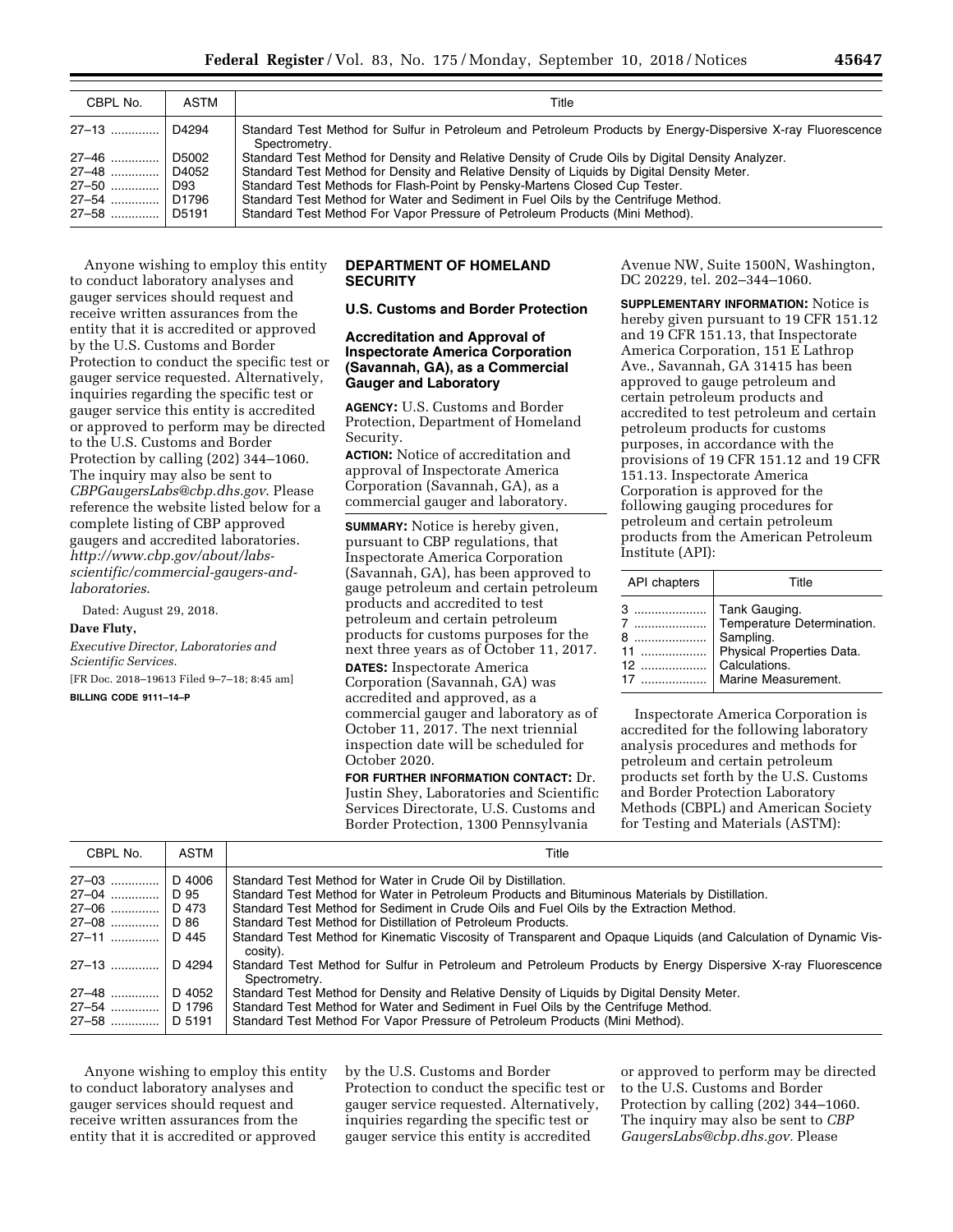| CBPL No. | ASTM | Title |
| --- | --- | --- |
| 27–13 | D4294 | Standard Test Method for Sulfur in Petroleum and Petroleum Products by Energy-Dispersive X-ray Fluorescence Spectrometry. |
| 27–46 | D5002 | Standard Test Method for Density and Relative Density of Crude Oils by Digital Density Analyzer. |
| 27–48 | D4052 | Standard Test Method for Density and Relative Density of Liquids by Digital Density Meter. |
| 27–50 | D93 | Standard Test Methods for Flash-Point by Pensky-Martens Closed Cup Tester. |
| 27–54 | D1796 | Standard Test Method for Water and Sediment in Fuel Oils by the Centrifuge Method. |
| 27–58 | D5191 | Standard Test Method For Vapor Pressure of Petroleum Products (Mini Method). |

Anyone wishing to employ this entity to conduct laboratory analyses and gauger services should request and receive written assurances from the entity that it is accredited or approved by the U.S. Customs and Border Protection to conduct the specific test or gauger service requested. Alternatively, inquiries regarding the specific test or gauger service this entity is accredited or approved to perform may be directed to the U.S. Customs and Border Protection by calling (202) 344–1060. The inquiry may also be sent to *CBPGaugersLabs@cbp.dhs.gov*. Please reference the website listed below for a complete listing of CBP approved gaugers and accredited laboratories. *http://www.cbp.gov/about/labs-scientific/commercial-gaugers-and-laboratories*.

Dated: August 29, 2018.

**Dave Fluty,**

*Executive Director, Laboratories and Scientific Services.*

[FR Doc. 2018–19613 Filed 9–7–18; 8:45 am]

**BILLING CODE 9111–14–P**

## DEPARTMENT OF HOMELAND SECURITY

### U.S. Customs and Border Protection

### Accreditation and Approval of Inspectorate America Corporation (Savannah, GA), as a Commercial Gauger and Laboratory

**AGENCY:** U.S. Customs and Border Protection, Department of Homeland Security.

**ACTION:** Notice of accreditation and approval of Inspectorate America Corporation (Savannah, GA), as a commercial gauger and laboratory.

**SUMMARY:** Notice is hereby given, pursuant to CBP regulations, that Inspectorate America Corporation (Savannah, GA), has been approved to gauge petroleum and certain petroleum products and accredited to test petroleum and certain petroleum products for customs purposes for the next three years as of October 11, 2017.

**DATES:** Inspectorate America Corporation (Savannah, GA) was accredited and approved, as a commercial gauger and laboratory as of October 11, 2017. The next triennial inspection date will be scheduled for October 2020.

**FOR FURTHER INFORMATION CONTACT:** Dr. Justin Shey, Laboratories and Scientific Services Directorate, U.S. Customs and Border Protection, 1300 Pennsylvania Avenue NW, Suite 1500N, Washington, DC 20229, tel. 202–344–1060.

**SUPPLEMENTARY INFORMATION:** Notice is hereby given pursuant to 19 CFR 151.12 and 19 CFR 151.13, that Inspectorate America Corporation, 151 E Lathrop Ave., Savannah, GA 31415 has been approved to gauge petroleum and certain petroleum products and accredited to test petroleum and certain petroleum products for customs purposes, in accordance with the provisions of 19 CFR 151.12 and 19 CFR 151.13. Inspectorate America Corporation is approved for the following gauging procedures for petroleum and certain petroleum products from the American Petroleum Institute (API):

| API chapters | Title |
| --- | --- |
| 3 | Tank Gauging. |
| 7 | Temperature Determination. |
| 8 | Sampling. |
| 11 | Physical Properties Data. |
| 12 | Calculations. |
| 17 | Marine Measurement. |

Inspectorate America Corporation is accredited for the following laboratory analysis procedures and methods for petroleum and certain petroleum products set forth by the U.S. Customs and Border Protection Laboratory Methods (CBPL) and American Society for Testing and Materials (ASTM):

| CBPL No. | ASTM | Title |
| --- | --- | --- |
| 27–03 | D 4006 | Standard Test Method for Water in Crude Oil by Distillation. |
| 27–04 | D 95 | Standard Test Method for Water in Petroleum Products and Bituminous Materials by Distillation. |
| 27–06 | D 473 | Standard Test Method for Sediment in Crude Oils and Fuel Oils by the Extraction Method. |
| 27–08 | D 86 | Standard Test Method for Distillation of Petroleum Products. |
| 27–11 | D 445 | Standard Test Method for Kinematic Viscosity of Transparent and Opaque Liquids (and Calculation of Dynamic Viscosity). |
| 27–13 | D 4294 | Standard Test Method for Sulfur in Petroleum and Petroleum Products by Energy Dispersive X-ray Fluorescence Spectrometry. |
| 27–48 | D 4052 | Standard Test Method for Density and Relative Density of Liquids by Digital Density Meter. |
| 27–54 | D 1796 | Standard Test Method for Water and Sediment in Fuel Oils by the Centrifuge Method. |
| 27–58 | D 5191 | Standard Test Method For Vapor Pressure of Petroleum Products (Mini Method). |

Anyone wishing to employ this entity to conduct laboratory analyses and gauger services should request and receive written assurances from the entity that it is accredited or approved by the U.S. Customs and Border Protection to conduct the specific test or gauger service requested. Alternatively, inquiries regarding the specific test or gauger service this entity is accredited or approved to perform may be directed to the U.S. Customs and Border Protection by calling (202) 344–1060. The inquiry may also be sent to *CBP GaugersLabs@cbp.dhs.gov*. Please